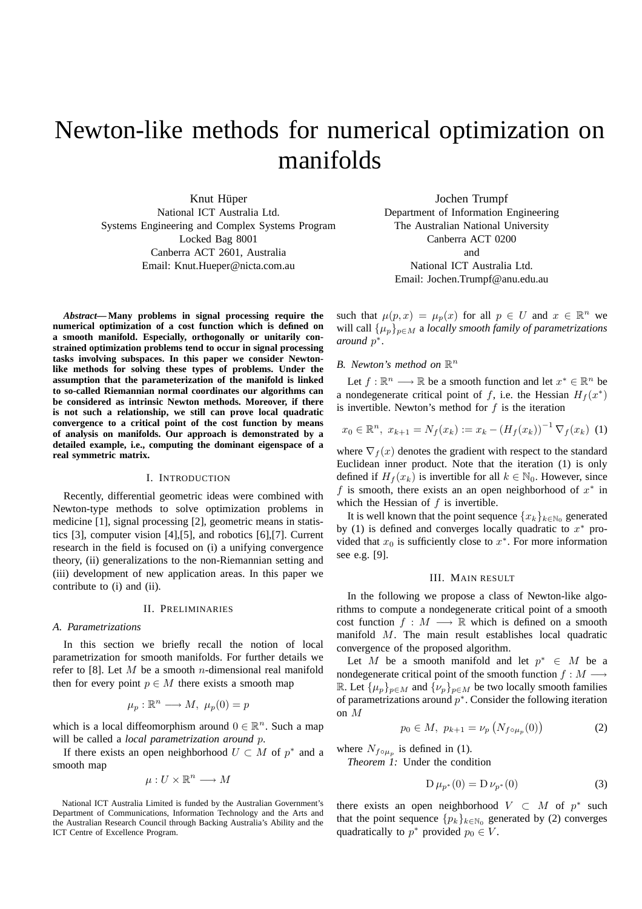# Newton-like methods for numerical optimization on manifolds

Knut Hüper
National ICT Australia Ltd.
Systems Engineering and Complex Systems Program
Locked Bag 8001
Canberra ACT 2601, Australia
Email: Knut.Hueper@nicta.com.au

Jochen Trumpf
Department of Information Engineering
The Australian National University
Canberra ACT 0200
and
National ICT Australia Ltd.
Email: Jochen.Trumpf@anu.edu.au

***Abstract*— Many problems in signal processing require the numerical optimization of a cost function which is defined on a smooth manifold. Especially, orthogonally or unitarily constrained optimization problems tend to occur in signal processing tasks involving subspaces. In this paper we consider Newton-like methods for solving these types of problems. Under the assumption that the parameterization of the manifold is linked to so-called Riemannian normal coordinates our algorithms can be considered as intrinsic Newton methods. Moreover, if there is not such a relationship, we still can prove local quadratic convergence to a critical point of the cost function by means of analysis on manifolds. Our approach is demonstrated by a detailed example, i.e., computing the dominant eigenspace of a real symmetric matrix.**

## I. Introduction

Recently, differential geometric ideas were combined with Newton-type methods to solve optimization problems in medicine [1], signal processing [2], geometric means in statistics [3], computer vision [4],[5], and robotics [6],[7]. Current research in the field is focused on (i) a unifying convergence theory, (ii) generalizations to the non-Riemannian setting and (iii) development of new application areas. In this paper we contribute to (i) and (ii).

## II. Preliminaries

### A. Parametrizations

In this section we briefly recall the notion of local parametrization for smooth manifolds. For further details we refer to [8]. Let $M$ be a smooth $n$-dimensional real manifold then for every point $p \in M$ there exists a smooth map

$$\mu_p : \mathbb{R}^n \longrightarrow M,\ \mu_p(0) = p$$

which is a local diffeomorphism around $0 \in \mathbb{R}^n$. Such a map will be called a *local parametrization around* $p$.

If there exists an open neighborhood $U \subset M$ of $p^*$ and a smooth map

$$\mu : U \times \mathbb{R}^n \longrightarrow M$$

such that $\mu(p, x) = \mu_p(x)$ for all $p \in U$ and $x \in \mathbb{R}^n$ we will call $\{\mu_p\}_{p \in M}$ a *locally smooth family of parametrizations around* $p^*$.

### B. Newton's method on $\mathbb{R}^n$

Let $f : \mathbb{R}^n \longrightarrow \mathbb{R}$ be a smooth function and let $x^* \in \mathbb{R}^n$ be a nondegenerate critical point of $f$, i.e. the Hessian $H_f(x^*)$ is invertible. Newton's method for $f$ is the iteration

$$x_0 \in \mathbb{R}^n,\ x_{k+1} = N_f(x_k) := x_k - \left(H_f(x_k)\right)^{-1} \nabla_f(x_k) \quad (1)$$

where $\nabla_f(x)$ denotes the gradient with respect to the standard Euclidean inner product. Note that the iteration (1) is only defined if $H_f(x_k)$ is invertible for all $k \in \mathbb{N}_0$. However, since $f$ is smooth, there exists an an open neighborhood of $x^*$ in which the Hessian of $f$ is invertible.

It is well known that the point sequence $\{x_k\}_{k \in \mathbb{N}_0}$ generated by (1) is defined and converges locally quadratic to $x^*$ provided that $x_0$ is sufficiently close to $x^*$. For more information see e.g. [9].

## III. Main result

In the following we propose a class of Newton-like algorithms to compute a nondegenerate critical point of a smooth cost function $f : M \longrightarrow \mathbb{R}$ which is defined on a smooth manifold $M$. The main result establishes local quadratic convergence of the proposed algorithm.

Let $M$ be a smooth manifold and let $p^* \in M$ be a nondegenerate critical point of the smooth function $f : M \longrightarrow \mathbb{R}$. Let $\{\mu_p\}_{p \in M}$ and $\{\nu_p\}_{p \in M}$ be two locally smooth families of parametrizations around $p^*$. Consider the following iteration on $M$

$$p_0 \in M,\ p_{k+1} = \nu_{p_k}\left(N_{f \circ \mu_{p_k}}(0)\right) \quad (2)$$

where $N_{f \circ \mu_p}$ is defined in (1).

*Theorem 1:* Under the condition

$$\mathrm{D}\,\mu_{p^*}(0) = \mathrm{D}\,\nu_{p^*}(0) \quad (3)$$

there exists an open neighborhood $V \subset M$ of $p^*$ such that the point sequence $\{p_k\}_{k \in \mathbb{N}_0}$ generated by (2) converges quadratically to $p^*$ provided $p_0 \in V$.

National ICT Australia Limited is funded by the Australian Government's Department of Communications, Information Technology and the Arts and the Australian Research Council through Backing Australia's Ability and the ICT Centre of Excellence Program.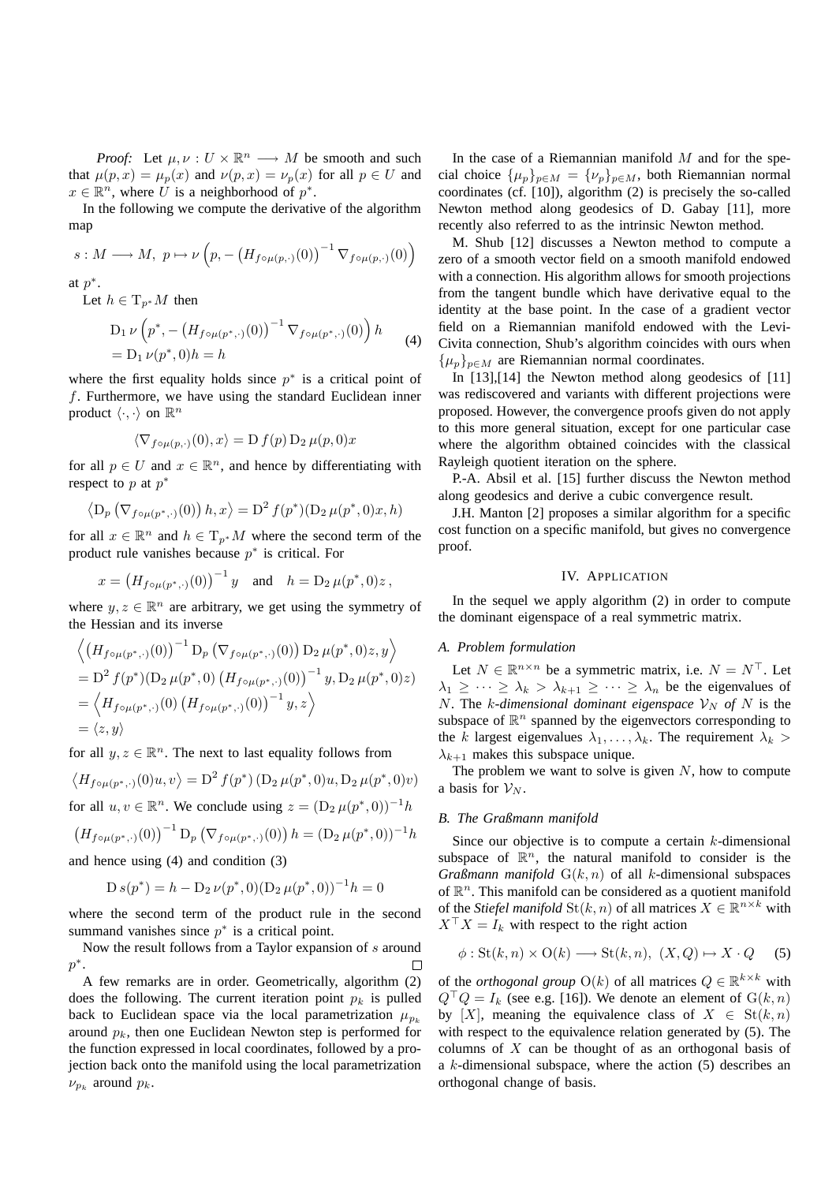*Proof:* Let $\mu, \nu : U \times \mathbb{R}^n \longrightarrow M$ be smooth and such that $\mu(p,x) = \mu_p(x)$ and $\nu(p,x) = \nu_p(x)$ for all $p \in U$ and $x \in \mathbb{R}^n$, where $U$ is a neighborhood of $p^*$.

In the following we compute the derivative of the algorithm map

$$s : M \longrightarrow M,\ p \mapsto \nu\left(p, -\left(H_{f\circ\mu(p,\cdot)}(0)\right)^{-1} \nabla_{f\circ\mu(p,\cdot)}(0)\right)$$

at $p^*$.

Let $h \in \mathrm{T}_{p^*}M$ then

$$\begin{aligned} &\mathrm{D}_1\, \nu\left(p^*, -\left(H_{f\circ\mu(p^*,\cdot)}(0)\right)^{-1} \nabla_{f\circ\mu(p^*,\cdot)}(0)\right) h \\ &= \mathrm{D}_1\, \nu(p^*, 0) h = h \end{aligned} \tag{4}$$

where the first equality holds since $p^*$ is a critical point of $f$. Furthermore, we have using the standard Euclidean inner product $\langle\cdot,\cdot\rangle$ on $\mathbb{R}^n$

$$\langle \nabla_{f\circ\mu(p,\cdot)}(0), x\rangle = \mathrm{D}\, f(p)\, \mathrm{D}_2\, \mu(p,0)x$$

for all $p \in U$ and $x \in \mathbb{R}^n$, and hence by differentiating with respect to $p$ at $p^*$

$$\left\langle \mathrm{D}_p\left(\nabla_{f\circ\mu(p^*,\cdot)}(0)\right) h, x\right\rangle = \mathrm{D}^2 f(p^*)(\mathrm{D}_2\, \mu(p^*,0)x, h)$$

for all $x \in \mathbb{R}^n$ and $h \in \mathrm{T}_{p^*}M$ where the second term of the product rule vanishes because $p^*$ is critical. For

$$x = \left(H_{f\circ\mu(p^*,\cdot)}(0)\right)^{-1} y \quad \text{and} \quad h = \mathrm{D}_2\, \mu(p^*,0)z\,,$$

where $y, z \in \mathbb{R}^n$ are arbitrary, we get using the symmetry of the Hessian and its inverse

$$\begin{aligned} &\left\langle \left(H_{f\circ\mu(p^*,\cdot)}(0)\right)^{-1} \mathrm{D}_p\left(\nabla_{f\circ\mu(p^*,\cdot)}(0)\right) \mathrm{D}_2\, \mu(p^*,0)z, y\right\rangle \\ &= \mathrm{D}^2 f(p^*)(\mathrm{D}_2\, \mu(p^*,0)\left(H_{f\circ\mu(p^*,\cdot)}(0)\right)^{-1} y, \mathrm{D}_2\, \mu(p^*,0)z) \\ &= \left\langle H_{f\circ\mu(p^*,\cdot)}(0)\left(H_{f\circ\mu(p^*,\cdot)}(0)\right)^{-1} y, z\right\rangle \\ &= \langle z, y\rangle \end{aligned}$$

for all $y, z \in \mathbb{R}^n$. The next to last equality follows from

$$\left\langle H_{f\circ\mu(p^*,\cdot)}(0)u, v\right\rangle = \mathrm{D}^2 f(p^*)\left(\mathrm{D}_2\, \mu(p^*,0)u, \mathrm{D}_2\, \mu(p^*,0)v\right)$$

for all $u, v \in \mathbb{R}^n$. We conclude using $z = (\mathrm{D}_2\, \mu(p^*,0))^{-1}h$

$$\left(H_{f\circ\mu(p^*,\cdot)}(0)\right)^{-1} \mathrm{D}_p\left(\nabla_{f\circ\mu(p^*,\cdot)}(0)\right) h = (\mathrm{D}_2\, \mu(p^*,0))^{-1}h$$

and hence using (4) and condition (3)

$$\mathrm{D}\, s(p^*) = h - \mathrm{D}_2\, \nu(p^*,0)(\mathrm{D}_2\, \mu(p^*,0))^{-1}h = 0$$

where the second term of the product rule in the second summand vanishes since $p^*$ is a critical point.

Now the result follows from a Taylor expansion of $s$ around $p^*$. ∎

A few remarks are in order. Geometrically, algorithm (2) does the following. The current iteration point $p_k$ is pulled back to Euclidean space via the local parametrization $\mu_{p_k}$ around $p_k$, then one Euclidean Newton step is performed for the function expressed in local coordinates, followed by a projection back onto the manifold using the local parametrization $\nu_{p_k}$ around $p_k$.

In the case of a Riemannian manifold $M$ and for the special choice $\{\mu_p\}_{p\in M} = \{\nu_p\}_{p\in M}$, both Riemannian normal coordinates (cf. [10]), algorithm (2) is precisely the so-called Newton method along geodesics of D. Gabay [11], more recently also referred to as the intrinsic Newton method.

M. Shub [12] discusses a Newton method to compute a zero of a smooth vector field on a smooth manifold endowed with a connection. His algorithm allows for smooth projections from the tangent bundle which have derivative equal to the identity at the base point. In the case of a gradient vector field on a Riemannian manifold endowed with the Levi-Civita connection, Shub's algorithm coincides with ours when $\{\mu_p\}_{p\in M}$ are Riemannian normal coordinates.

In [13],[14] the Newton method along geodesics of [11] was rediscovered and variants with different projections were proposed. However, the convergence proofs given do not apply to this more general situation, except for one particular case where the algorithm obtained coincides with the classical Rayleigh quotient iteration on the sphere.

P.-A. Absil et al. [15] further discuss the Newton method along geodesics and derive a cubic convergence result.

J.H. Manton [2] proposes a similar algorithm for a specific cost function on a specific manifold, but gives no convergence proof.

## IV. Application

In the sequel we apply algorithm (2) in order to compute the dominant eigenspace of a real symmetric matrix.

### A. Problem formulation

Let $N \in \mathbb{R}^{n\times n}$ be a symmetric matrix, i.e. $N = N^\top$. Let $\lambda_1 \geq \cdots \geq \lambda_k > \lambda_{k+1} \geq \cdots \geq \lambda_n$ be the eigenvalues of $N$. The *$k$-dimensional dominant eigenspace $\mathcal{V}_N$ of* $N$ is the subspace of $\mathbb{R}^n$ spanned by the eigenvectors corresponding to the $k$ largest eigenvalues $\lambda_1, \ldots, \lambda_k$. The requirement $\lambda_k > \lambda_{k+1}$ makes this subspace unique.

The problem we want to solve is given $N$, how to compute a basis for $\mathcal{V}_N$.

### B. The Graßmann manifold

Since our objective is to compute a certain $k$-dimensional subspace of $\mathbb{R}^n$, the natural manifold to consider is the *Graßmann manifold* $\mathrm{G}(k,n)$ of all $k$-dimensional subspaces of $\mathbb{R}^n$. This manifold can be considered as a quotient manifold of the *Stiefel manifold* $\mathrm{St}(k,n)$ of all matrices $X \in \mathbb{R}^{n\times k}$ with $X^\top X = I_k$ with respect to the right action

$$\phi : \mathrm{St}(k,n) \times \mathrm{O}(k) \longrightarrow \mathrm{St}(k,n),\ (X,Q) \mapsto X\cdot Q \tag{5}$$

of the *orthogonal group* $\mathrm{O}(k)$ of all matrices $Q \in \mathbb{R}^{k\times k}$ with $Q^\top Q = I_k$ (see e.g. [16]). We denote an element of $\mathrm{G}(k,n)$ by $[X]$, meaning the equivalence class of $X \in \mathrm{St}(k,n)$ with respect to the equivalence relation generated by (5). The columns of $X$ can be thought of as an orthogonal basis of a $k$-dimensional subspace, where the action (5) describes an orthogonal change of basis.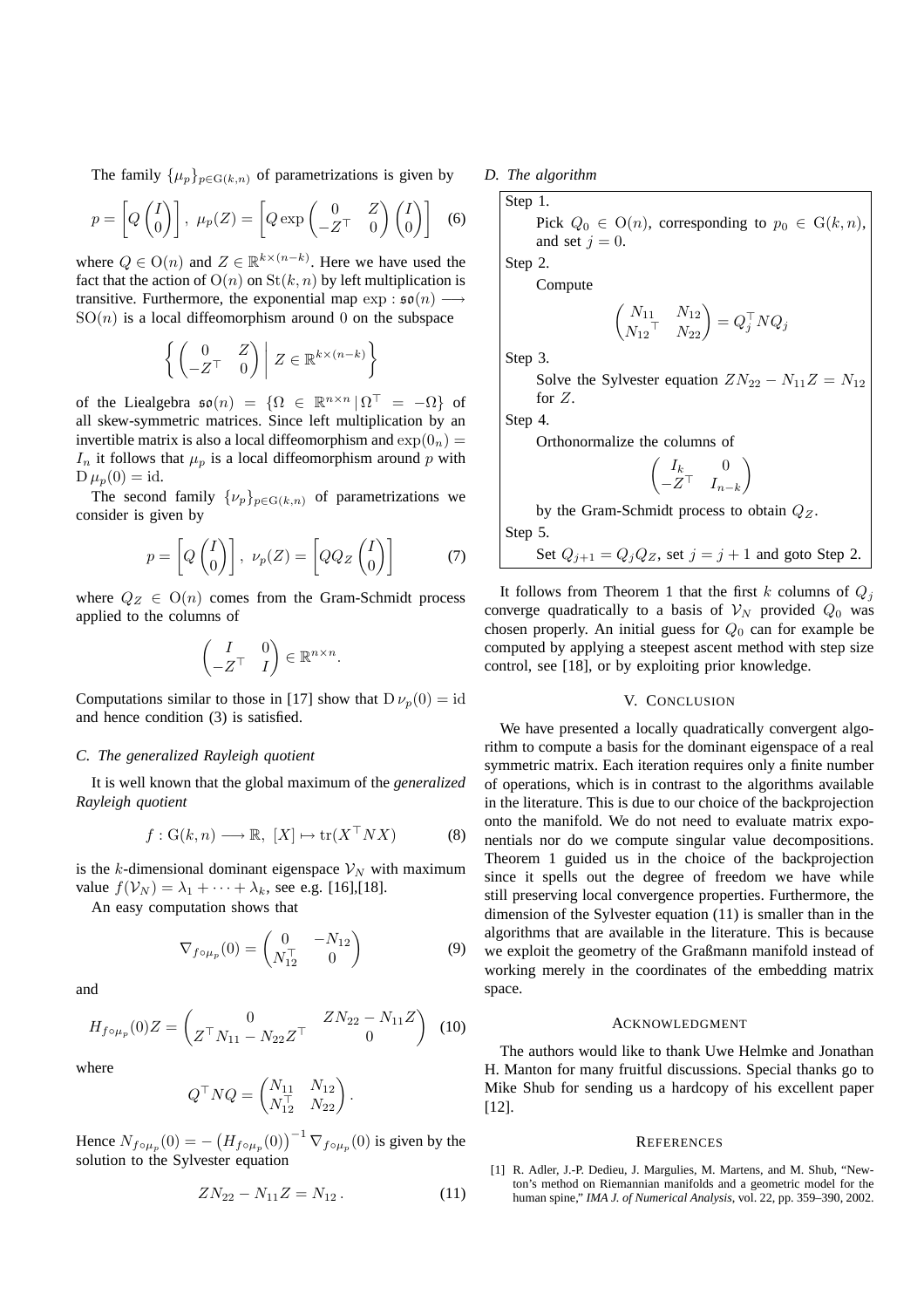The family $\{\mu_p\}_{p\in \mathrm{G}(k,n)}$ of parametrizations is given by

$$p = \left[Q\begin{pmatrix} I \\ 0\end{pmatrix}\right],\ \mu_p(Z) = \left[Q\exp\begin{pmatrix} 0 & Z \\ -Z^\top & 0\end{pmatrix}\begin{pmatrix} I \\ 0\end{pmatrix}\right] \quad (6)$$

where $Q \in \mathrm{O}(n)$ and $Z \in \mathbb{R}^{k\times(n-k)}$. Here we have used the fact that the action of $\mathrm{O}(n)$ on $\mathrm{St}(k,n)$ by left multiplication is transitive. Furthermore, the exponential map $\exp : \mathfrak{so}(n) \longrightarrow \mathrm{SO}(n)$ is a local diffeomorphism around $0$ on the subspace

$$\left\{ \begin{pmatrix} 0 & Z \\ -Z^\top & 0\end{pmatrix} \,\middle|\, Z \in \mathbb{R}^{k\times(n-k)} \right\}$$

of the Liealgebra $\mathfrak{so}(n) = \{\Omega \in \mathbb{R}^{n\times n} \,|\, \Omega^\top = -\Omega\}$ of all skew-symmetric matrices. Since left multiplication by an invertible matrix is also a local diffeomorphism and $\exp(0_n) = I_n$ it follows that $\mu_p$ is a local diffeomorphism around $p$ with $\mathrm{D}\,\mu_p(0) = \mathrm{id}$.

The second family $\{\nu_p\}_{p\in \mathrm{G}(k,n)}$ of parametrizations we consider is given by

$$p = \left[Q\begin{pmatrix} I \\ 0\end{pmatrix}\right],\ \nu_p(Z) = \left[QQ_Z\begin{pmatrix} I \\ 0\end{pmatrix}\right] \quad (7)$$

where $Q_Z \in \mathrm{O}(n)$ comes from the Gram-Schmidt process applied to the columns of

$$\begin{pmatrix} I & 0 \\ -Z^\top & I\end{pmatrix} \in \mathbb{R}^{n\times n}.$$

Computations similar to those in [17] show that $\mathrm{D}\,\nu_p(0) = \mathrm{id}$ and hence condition (3) is satisfied.

### C. The generalized Rayleigh quotient

It is well known that the global maximum of the *generalized Rayleigh quotient*

$$f : \mathrm{G}(k,n) \longrightarrow \mathbb{R},\ [X] \mapsto \mathrm{tr}(X^\top N X) \quad (8)$$

is the $k$-dimensional dominant eigenspace $\mathcal{V}_N$ with maximum value $f(\mathcal{V}_N) = \lambda_1 + \cdots + \lambda_k$, see e.g. [16],[18].

An easy computation shows that

$$\nabla_{f\circ\mu_p}(0) = \begin{pmatrix} 0 & -N_{12} \\ N_{12}^\top & 0\end{pmatrix} \quad (9)$$

and

$$H_{f\circ\mu_p}(0)Z = \begin{pmatrix} 0 & ZN_{22} - N_{11}Z \\ Z^\top N_{11} - N_{22}Z^\top & 0\end{pmatrix} \quad (10)$$

where

$$Q^\top N Q = \begin{pmatrix} N_{11} & N_{12} \\ N_{12}^\top & N_{22}\end{pmatrix}.$$

Hence $N_{f\circ\mu_p}(0) = -\left(H_{f\circ\mu_p}(0)\right)^{-1}\nabla_{f\circ\mu_p}(0)$ is given by the solution to the Sylvester equation

$$ZN_{22} - N_{11}Z = N_{12}\,. \quad (11)$$

### D. The algorithm

Step 1.
Pick $Q_0 \in \mathrm{O}(n)$, corresponding to $p_0 \in \mathrm{G}(k,n)$, and set $j = 0$.

Step 2.
Compute

$$\begin{pmatrix} N_{11} & N_{12} \\ N_{12}{}^\top & N_{22}\end{pmatrix} = Q_j^\top N Q_j$$

Step 3.
Solve the Sylvester equation $ZN_{22} - N_{11}Z = N_{12}$ for $Z$.

Step 4.
Orthonormalize the columns of

$$\begin{pmatrix} I_k & 0 \\ -Z^\top & I_{n-k}\end{pmatrix}$$

by the Gram-Schmidt process to obtain $Q_Z$.

Step 5.
Set $Q_{j+1} = Q_jQ_Z$, set $j = j+1$ and goto Step 2.

It follows from Theorem 1 that the first $k$ columns of $Q_j$ converge quadratically to a basis of $\mathcal{V}_N$ provided $Q_0$ was chosen properly. An initial guess for $Q_0$ can for example be computed by applying a steepest ascent method with step size control, see [18], or by exploiting prior knowledge.

## V. Conclusion

We have presented a locally quadratically convergent algorithm to compute a basis for the dominant eigenspace of a real symmetric matrix. Each iteration requires only a finite number of operations, which is in contrast to the algorithms available in the literature. This is due to our choice of the backprojection onto the manifold. We do not need to evaluate matrix exponentials nor do we compute singular value decompositions. Theorem 1 guided us in the choice of the backprojection since it spells out the degree of freedom we have while still preserving local convergence properties. Furthermore, the dimension of the Sylvester equation (11) is smaller than in the algorithms that are available in the literature. This is because we exploit the geometry of the Graßmann manifold instead of working merely in the coordinates of the embedding matrix space.

## Acknowledgment

The authors would like to thank Uwe Helmke and Jonathan H. Manton for many fruitful discussions. Special thanks go to Mike Shub for sending us a hardcopy of his excellent paper [12].

## References

[1] R. Adler, J.-P. Dedieu, J. Margulies, M. Martens, and M. Shub, "Newton's method on Riemannian manifolds and a geometric model for the human spine," *IMA J. of Numerical Analysis*, vol. 22, pp. 359–390, 2002.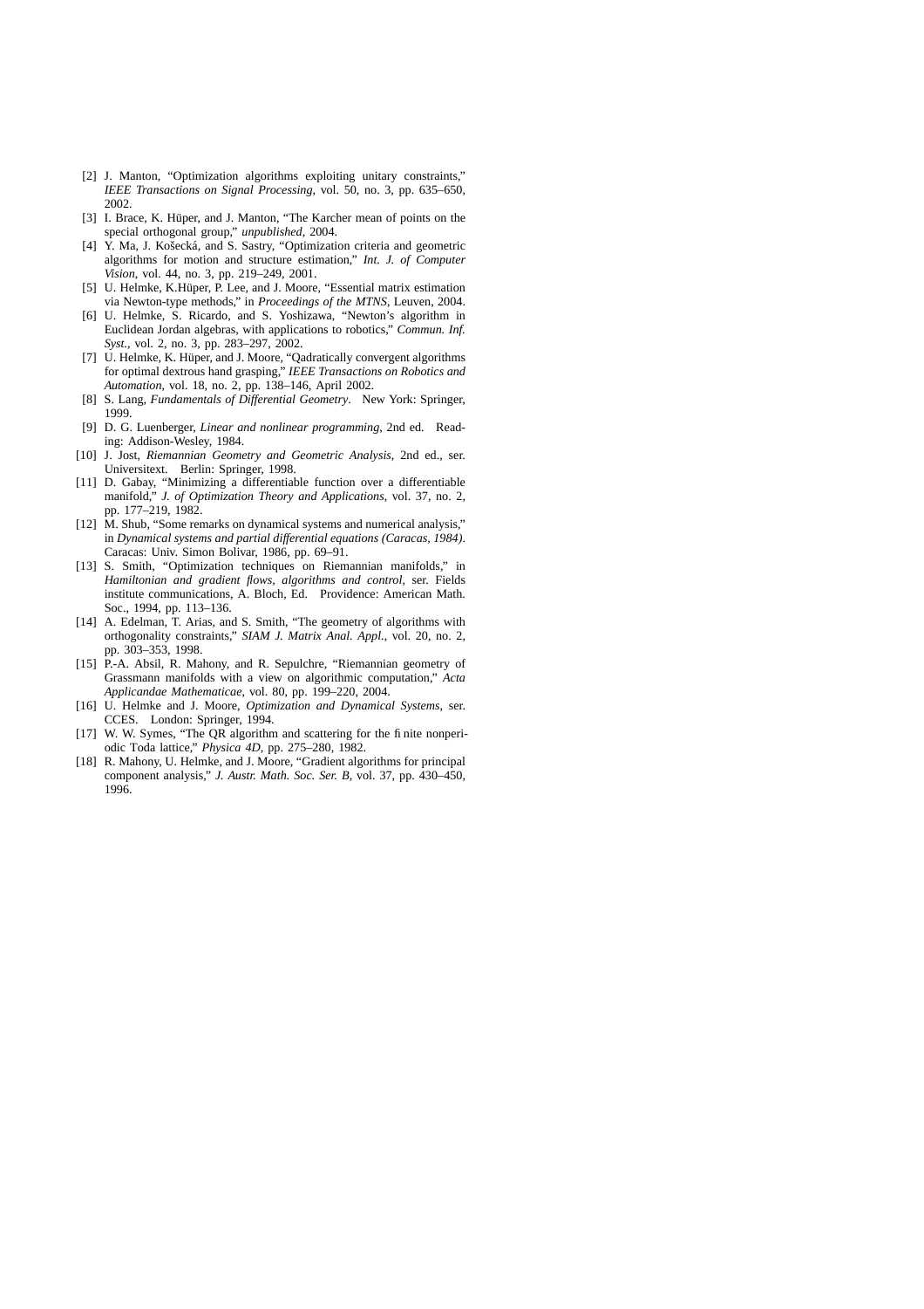[2] J. Manton, "Optimization algorithms exploiting unitary constraints," *IEEE Transactions on Signal Processing*, vol. 50, no. 3, pp. 635–650, 2002.

[3] I. Brace, K. Hüper, and J. Manton, "The Karcher mean of points on the special orthogonal group," *unpublished*, 2004.

[4] Y. Ma, J. Košecká, and S. Sastry, "Optimization criteria and geometric algorithms for motion and structure estimation," *Int. J. of Computer Vision*, vol. 44, no. 3, pp. 219–249, 2001.

[5] U. Helmke, K.Hüper, P. Lee, and J. Moore, "Essential matrix estimation via Newton-type methods," in *Proceedings of the MTNS*, Leuven, 2004.

[6] U. Helmke, S. Ricardo, and S. Yoshizawa, "Newton's algorithm in Euclidean Jordan algebras, with applications to robotics," *Commun. Inf. Syst.*, vol. 2, no. 3, pp. 283–297, 2002.

[7] U. Helmke, K. Hüper, and J. Moore, "Qadratically convergent algorithms for optimal dextrous hand grasping," *IEEE Transactions on Robotics and Automation*, vol. 18, no. 2, pp. 138–146, April 2002.

[8] S. Lang, *Fundamentals of Differential Geometry*. New York: Springer, 1999.

[9] D. G. Luenberger, *Linear and nonlinear programming*, 2nd ed. Reading: Addison-Wesley, 1984.

[10] J. Jost, *Riemannian Geometry and Geometric Analysis*, 2nd ed., ser. Universitext. Berlin: Springer, 1998.

[11] D. Gabay, "Minimizing a differentiable function over a differentiable manifold," *J. of Optimization Theory and Applications*, vol. 37, no. 2, pp. 177–219, 1982.

[12] M. Shub, "Some remarks on dynamical systems and numerical analysis," in *Dynamical systems and partial differential equations (Caracas, 1984)*. Caracas: Univ. Simon Bolivar, 1986, pp. 69–91.

[13] S. Smith, "Optimization techniques on Riemannian manifolds," in *Hamiltonian and gradient flows, algorithms and control*, ser. Fields institute communications, A. Bloch, Ed. Providence: American Math. Soc., 1994, pp. 113–136.

[14] A. Edelman, T. Arias, and S. Smith, "The geometry of algorithms with orthogonality constraints," *SIAM J. Matrix Anal. Appl.*, vol. 20, no. 2, pp. 303–353, 1998.

[15] P.-A. Absil, R. Mahony, and R. Sepulchre, "Riemannian geometry of Grassmann manifolds with a view on algorithmic computation," *Acta Applicandae Mathematicae*, vol. 80, pp. 199–220, 2004.

[16] U. Helmke and J. Moore, *Optimization and Dynamical Systems*, ser. CCES. London: Springer, 1994.

[17] W. W. Symes, "The QR algorithm and scattering for the finite nonperiodic Toda lattice," *Physica 4D*, pp. 275–280, 1982.

[18] R. Mahony, U. Helmke, and J. Moore, "Gradient algorithms for principal component analysis," *J. Austr. Math. Soc. Ser. B*, vol. 37, pp. 430–450, 1996.